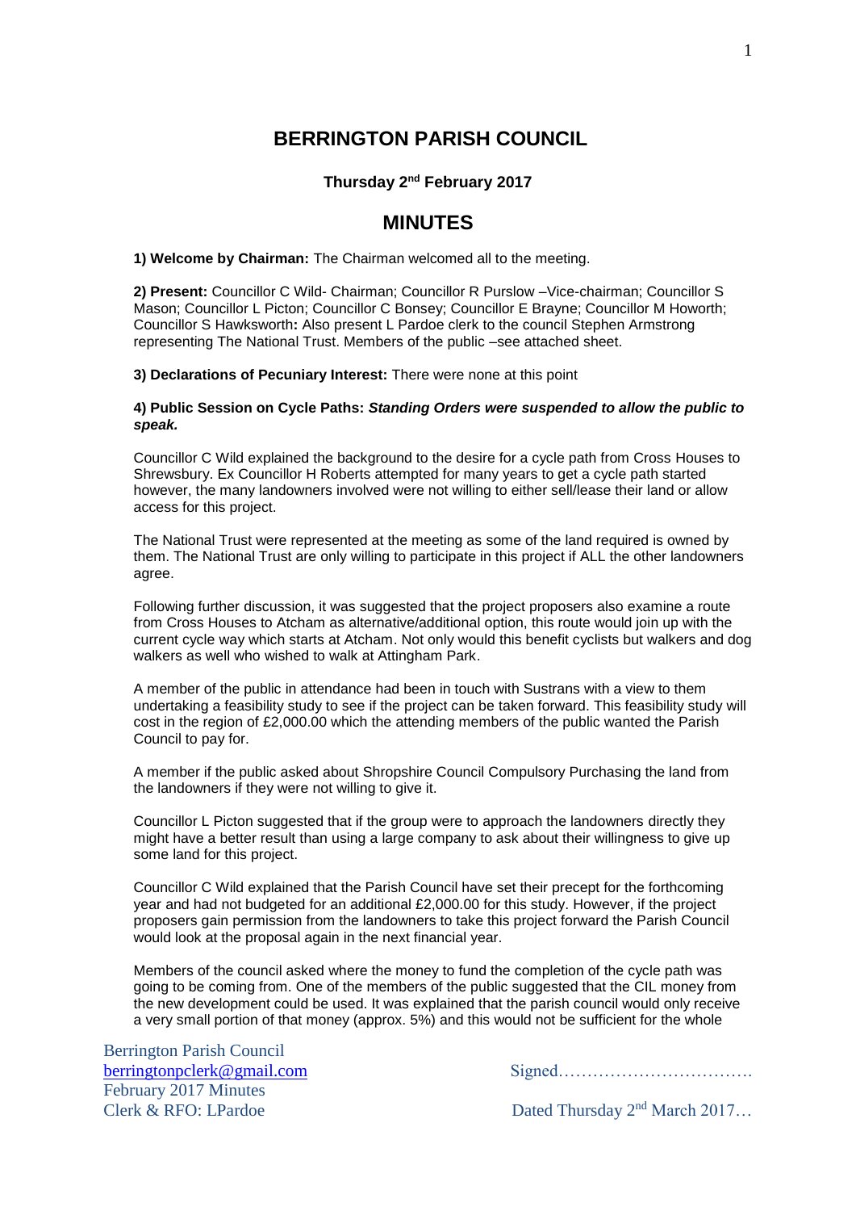# BERRINGTON PARISH COUNCIL

### Thursday 2nd February 2017

## MINUTES

**1) Welcome by Chairman:** The Chairman welcomed all to the meeting.

**2) Present:** Councillor C Wild- Chairman; Councillor R Purslow –Vice-chairman; Councillor S Mason; Councillor L Picton; Councillor C Bonsey; Councillor E Brayne; Councillor M Howorth; Councillor S Hawksworth**:** Also present L Pardoe clerk to the council Stephen Armstrong representing The National Trust. Members of the public –see attached sheet.

**3) Declarations of Pecuniary Interest:** There were none at this point

**4) Public Session on Cycle Paths:** ***Standing Orders were suspended to allow the public to speak.***

Councillor C Wild explained the background to the desire for a cycle path from Cross Houses to Shrewsbury. Ex Councillor H Roberts attempted for many years to get a cycle path started however, the many landowners involved were not willing to either sell/lease their land or allow access for this project.

The National Trust were represented at the meeting as some of the land required is owned by them. The National Trust are only willing to participate in this project if ALL the other landowners agree.

Following further discussion, it was suggested that the project proposers also examine a route from Cross Houses to Atcham as alternative/additional option, this route would join up with the current cycle way which starts at Atcham. Not only would this benefit cyclists but walkers and dog walkers as well who wished to walk at Attingham Park.

A member of the public in attendance had been in touch with Sustrans with a view to them undertaking a feasibility study to see if the project can be taken forward. This feasibility study will cost in the region of £2,000.00 which the attending members of the public wanted the Parish Council to pay for.

A member if the public asked about Shropshire Council Compulsory Purchasing the land from the landowners if they were not willing to give it.

Councillor L Picton suggested that if the group were to approach the landowners directly they might have a better result than using a large company to ask about their willingness to give up some land for this project.

Councillor C Wild explained that the Parish Council have set their precept for the forthcoming year and had not budgeted for an additional £2,000.00 for this study. However, if the project proposers gain permission from the landowners to take this project forward the Parish Council would look at the proposal again in the next financial year.

Members of the council asked where the money to fund the completion of the cycle path was going to be coming from. One of the members of the public suggested that the CIL money from the new development could be used. It was explained that the parish council would only receive a very small portion of that money (approx. 5%) and this would not be sufficient for the whole

Berrington Parish Council
berringtonpclerk@gmail.com
February 2017 Minutes
Clerk & RFO: LPardoe

Signed…………………………….

Dated Thursday 2nd March 2017…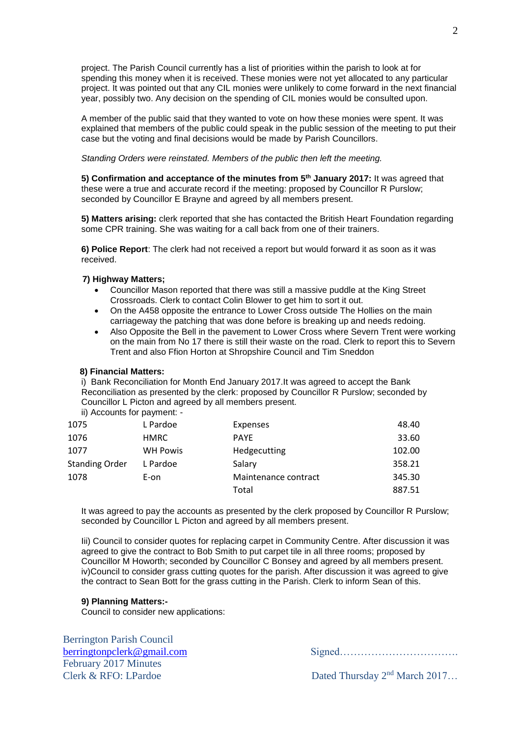project. The Parish Council currently has a list of priorities within the parish to look at for spending this money when it is received. These monies were not yet allocated to any particular project. It was pointed out that any CIL monies were unlikely to come forward in the next financial year, possibly two. Any decision on the spending of CIL monies would be consulted upon.

A member of the public said that they wanted to vote on how these monies were spent. It was explained that members of the public could speak in the public session of the meeting to put their case but the voting and final decisions would be made by Parish Councillors.

*Standing Orders were reinstated. Members of the public then left the meeting.*

**5) Confirmation and acceptance of the minutes from 5th January 2017:** It was agreed that these were a true and accurate record if the meeting: proposed by Councillor R Purslow; seconded by Councillor E Brayne and agreed by all members present.

**5) Matters arising:** clerk reported that she has contacted the British Heart Foundation regarding some CPR training. She was waiting for a call back from one of their trainers.

**6) Police Report**: The clerk had not received a report but would forward it as soon as it was received.

**7) Highway Matters;**

- Councillor Mason reported that there was still a massive puddle at the King Street Crossroads. Clerk to contact Colin Blower to get him to sort it out.
- On the A458 opposite the entrance to Lower Cross outside The Hollies on the main carriageway the patching that was done before is breaking up and needs redoing.
- Also Opposite the Bell in the pavement to Lower Cross where Severn Trent were working on the main from No 17 there is still their waste on the road. Clerk to report this to Severn Trent and also Ffion Horton at Shropshire Council and Tim Sneddon

**8) Financial Matters:**

i) Bank Reconciliation for Month End January 2017.It was agreed to accept the Bank Reconciliation as presented by the clerk: proposed by Councillor R Purslow; seconded by Councillor L Picton and agreed by all members present.

ii) Accounts for payment: -

| | | | |
|---|---|---|---|
| 1075 | L Pardoe | Expenses | 48.40 |
| 1076 | HMRC | PAYE | 33.60 |
| 1077 | WH Powis | Hedgecutting | 102.00 |
| Standing Order | L Pardoe | Salary | 358.21 |
| 1078 | E-on | Maintenance contract | 345.30 |
| | | Total | 887.51 |

It was agreed to pay the accounts as presented by the clerk proposed by Councillor R Purslow; seconded by Councillor L Picton and agreed by all members present.

Iii) Council to consider quotes for replacing carpet in Community Centre. After discussion it was agreed to give the contract to Bob Smith to put carpet tile in all three rooms; proposed by Councillor M Howorth; seconded by Councillor C Bonsey and agreed by all members present.
iv)Council to consider grass cutting quotes for the parish. After discussion it was agreed to give the contract to Sean Bott for the grass cutting in the Parish. Clerk to inform Sean of this.

**9) Planning Matters:-**
Council to consider new applications:

Berrington Parish Council
berringtonpclerk@gmail.com
February 2017 Minutes
Clerk & RFO: LPardoe

Signed…………………………….

Dated Thursday 2nd March 2017…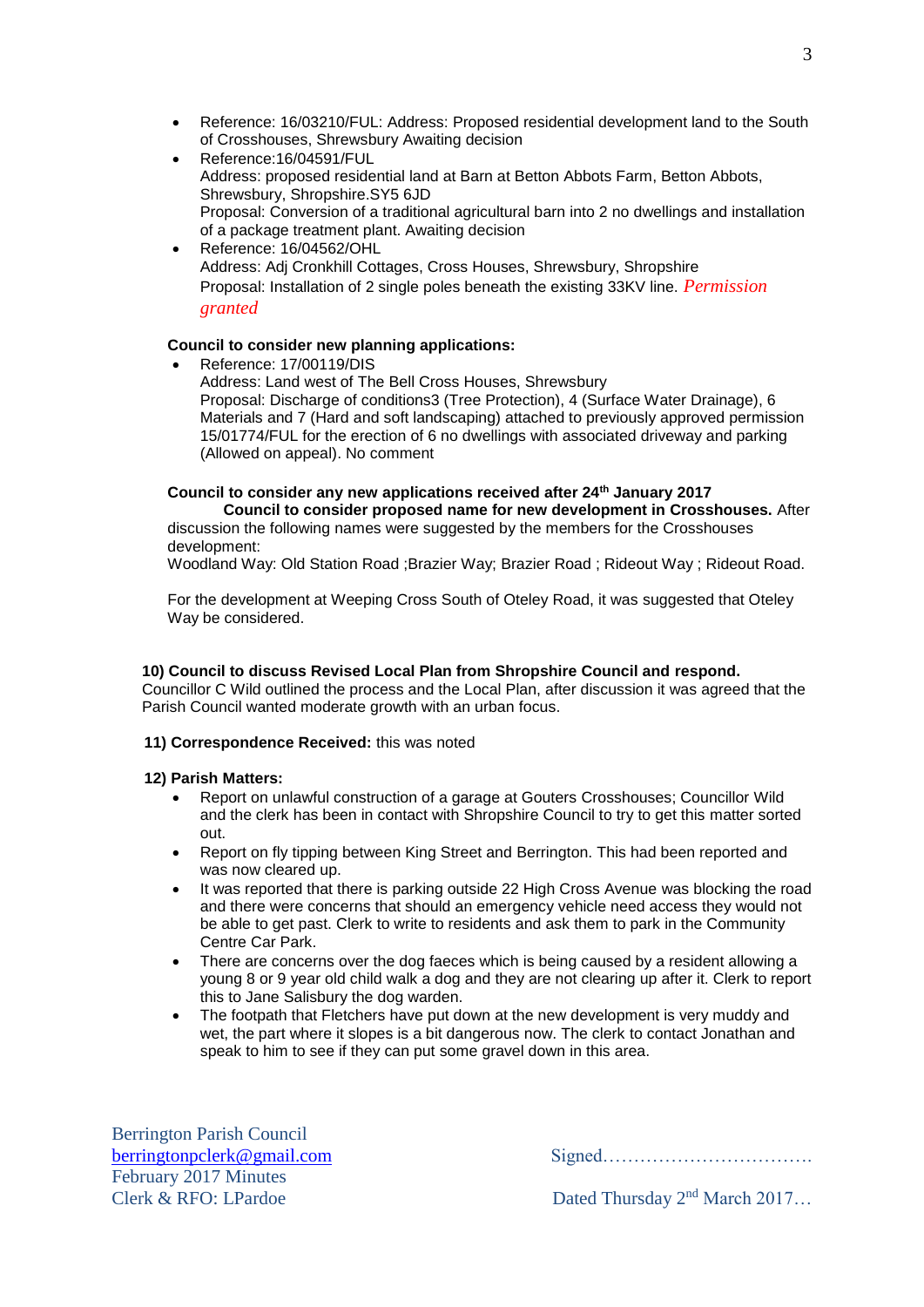- Reference: 16/03210/FUL: Address: Proposed residential development land to the South of Crosshouses, Shrewsbury Awaiting decision
- Reference:16/04591/FUL
  Address: proposed residential land at Barn at Betton Abbots Farm, Betton Abbots, Shrewsbury, Shropshire.SY5 6JD
  Proposal: Conversion of a traditional agricultural barn into 2 no dwellings and installation of a package treatment plant. Awaiting decision
- Reference: 16/04562/OHL
  Address: Adj Cronkhill Cottages, Cross Houses, Shrewsbury, Shropshire
  Proposal: Installation of 2 single poles beneath the existing 33KV line. *Permission granted*

**Council to consider new planning applications:**

- Reference: 17/00119/DIS
  Address: Land west of The Bell Cross Houses, Shrewsbury
  Proposal: Discharge of conditions3 (Tree Protection), 4 (Surface Water Drainage), 6 Materials and 7 (Hard and soft landscaping) attached to previously approved permission 15/01774/FUL for the erection of 6 no dwellings with associated driveway and parking (Allowed on appeal). No comment

**Council to consider any new applications received after 24th January 2017**

**Council to consider proposed name for new development in Crosshouses.** After discussion the following names were suggested by the members for the Crosshouses development:
Woodland Way: Old Station Road ;Brazier Way; Brazier Road ; Rideout Way ; Rideout Road.

For the development at Weeping Cross South of Oteley Road, it was suggested that Oteley Way be considered.

**10) Council to discuss Revised Local Plan from Shropshire Council and respond.**
Councillor C Wild outlined the process and the Local Plan, after discussion it was agreed that the Parish Council wanted moderate growth with an urban focus.

**11) Correspondence Received:** this was noted

**12) Parish Matters:**

- Report on unlawful construction of a garage at Gouters Crosshouses; Councillor Wild and the clerk has been in contact with Shropshire Council to try to get this matter sorted out.
- Report on fly tipping between King Street and Berrington. This had been reported and was now cleared up.
- It was reported that there is parking outside 22 High Cross Avenue was blocking the road and there were concerns that should an emergency vehicle need access they would not be able to get past. Clerk to write to residents and ask them to park in the Community Centre Car Park.
- There are concerns over the dog faeces which is being caused by a resident allowing a young 8 or 9 year old child walk a dog and they are not clearing up after it. Clerk to report this to Jane Salisbury the dog warden.
- The footpath that Fletchers have put down at the new development is very muddy and wet, the part where it slopes is a bit dangerous now. The clerk to contact Jonathan and speak to him to see if they can put some gravel down in this area.

Berrington Parish Council
berringtonpclerk@gmail.com
February 2017 Minutes
Clerk & RFO: LPardoe

Signed…………………………….

Dated Thursday 2nd March 2017…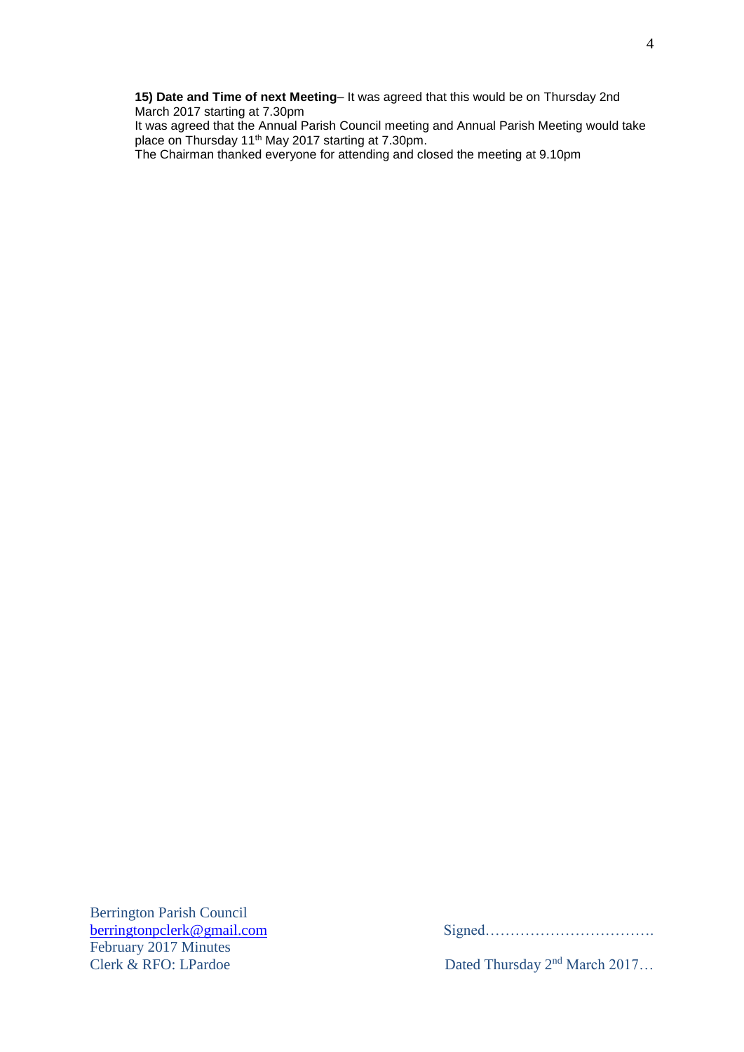**15) Date and Time of next Meeting**– It was agreed that this would be on Thursday 2nd March 2017 starting at 7.30pm

It was agreed that the Annual Parish Council meeting and Annual Parish Meeting would take place on Thursday 11th May 2017 starting at 7.30pm.

The Chairman thanked everyone for attending and closed the meeting at 9.10pm